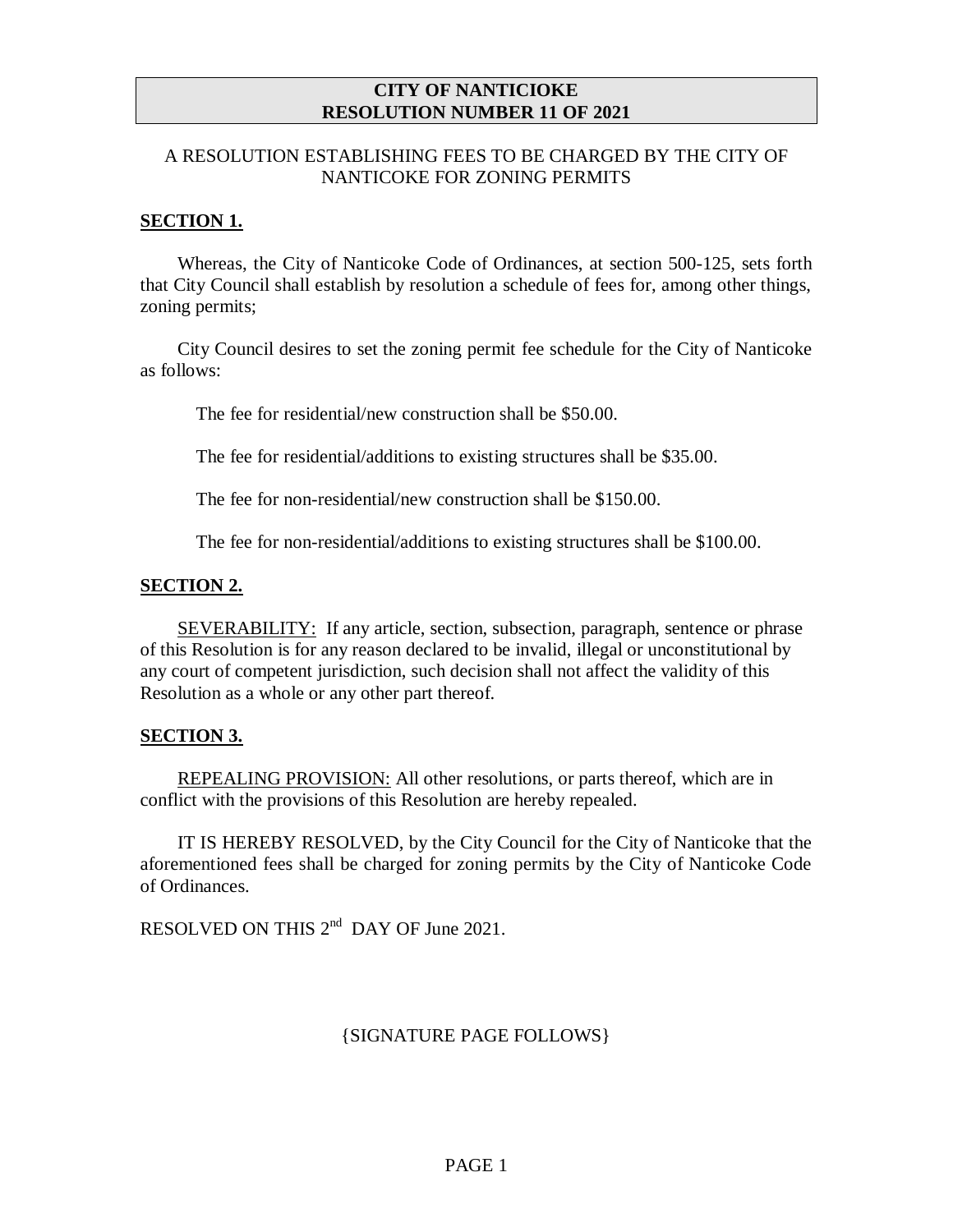# CITY OF NANTICIOKE
# RESOLUTION NUMBER 11 OF 2021

A RESOLUTION ESTABLISHING FEES TO BE CHARGED BY THE CITY OF NANTICOKE FOR ZONING PERMITS

## SECTION 1.

Whereas, the City of Nanticoke Code of Ordinances, at section 500-125, sets forth that City Council shall establish by resolution a schedule of fees for, among other things, zoning permits;

City Council desires to set the zoning permit fee schedule for the City of Nanticoke as follows:

The fee for residential/new construction shall be $50.00.

The fee for residential/additions to existing structures shall be $35.00.

The fee for non-residential/new construction shall be $150.00.

The fee for non-residential/additions to existing structures shall be $100.00.

## SECTION 2.

SEVERABILITY: If any article, section, subsection, paragraph, sentence or phrase of this Resolution is for any reason declared to be invalid, illegal or unconstitutional by any court of competent jurisdiction, such decision shall not affect the validity of this Resolution as a whole or any other part thereof.

## SECTION 3.

REPEALING PROVISION: All other resolutions, or parts thereof, which are in conflict with the provisions of this Resolution are hereby repealed.

IT IS HEREBY RESOLVED, by the City Council for the City of Nanticoke that the aforementioned fees shall be charged for zoning permits by the City of Nanticoke Code of Ordinances.

RESOLVED ON THIS 2nd DAY OF June 2021.

{SIGNATURE PAGE FOLLOWS}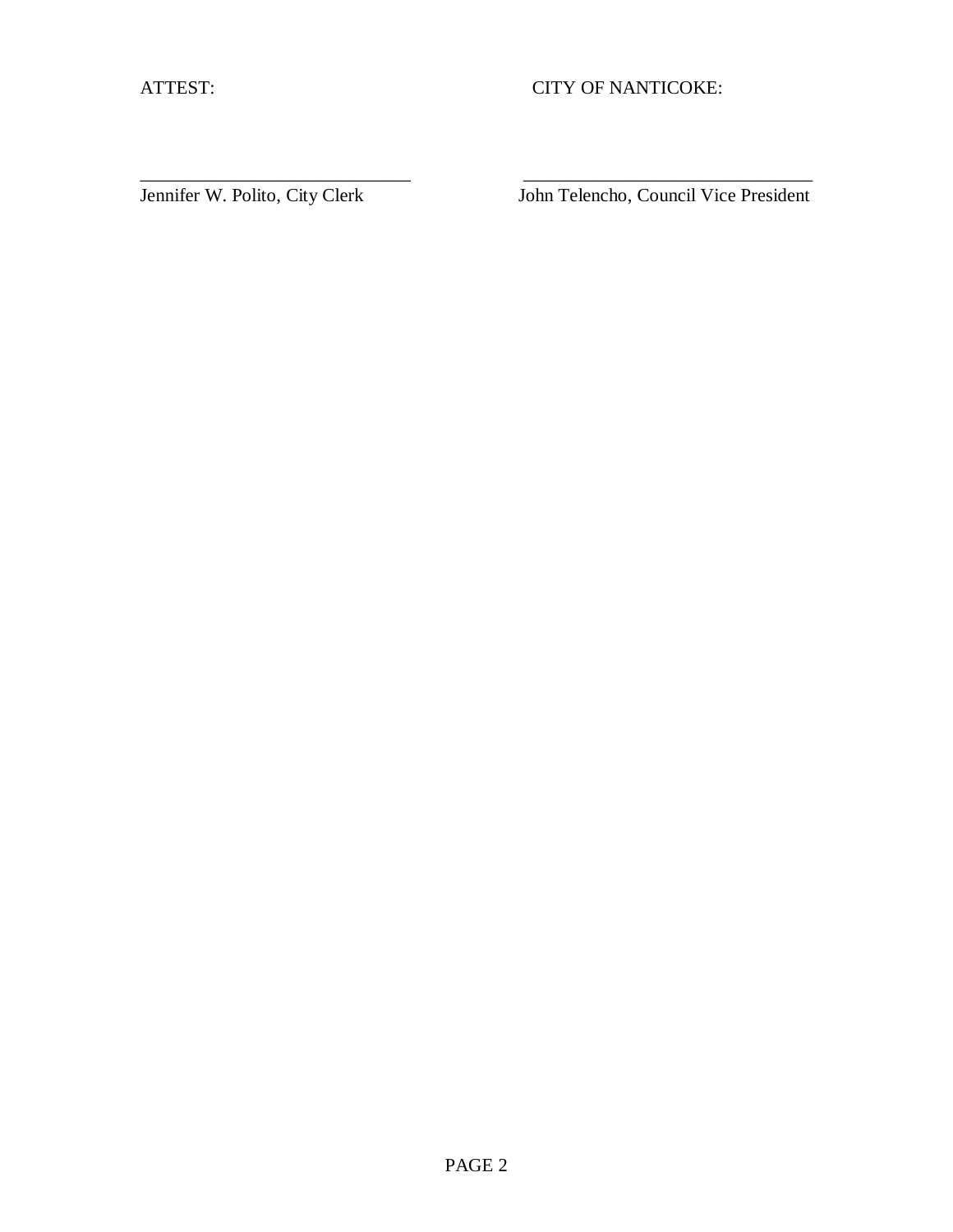ATTEST: CITY OF NANTICOKE:

| | |
|---|---|
| ______________________________ | ________________________________ |
| Jennifer W. Polito, City Clerk | John Telencho, Council Vice President |